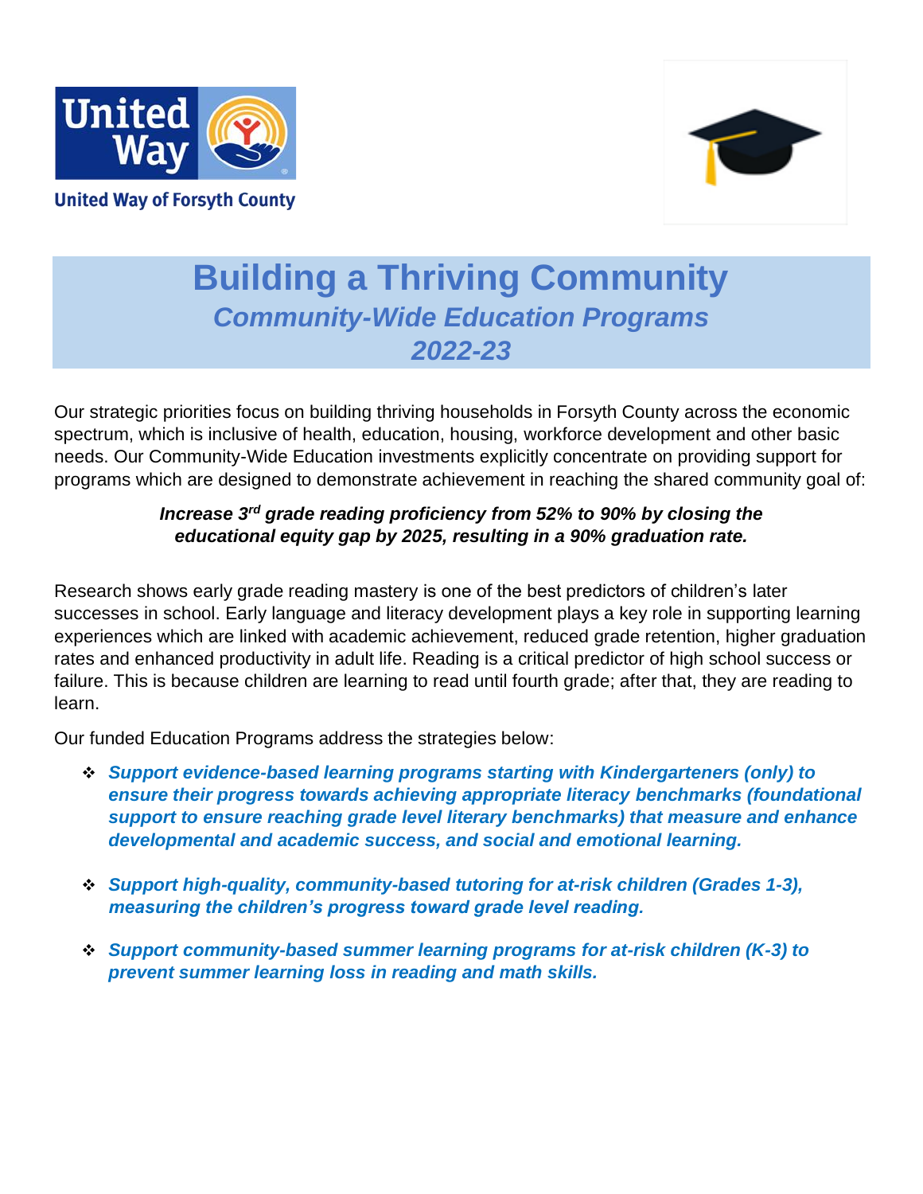United Way of Forsyth County

# Building a Thriving Community
## *Community-Wide Education Programs*
## *2022-23*

Our strategic priorities focus on building thriving households in Forsyth County across the economic spectrum, which is inclusive of health, education, housing, workforce development and other basic needs. Our Community-Wide Education investments explicitly concentrate on providing support for programs which are designed to demonstrate achievement in reaching the shared community goal of:

***Increase 3rd grade reading proficiency from 52% to 90% by closing the educational equity gap by 2025, resulting in a 90% graduation rate.***

Research shows early grade reading mastery is one of the best predictors of children's later successes in school. Early language and literacy development plays a key role in supporting learning experiences which are linked with academic achievement, reduced grade retention, higher graduation rates and enhanced productivity in adult life. Reading is a critical predictor of high school success or failure. This is because children are learning to read until fourth grade; after that, they are reading to learn.

Our funded Education Programs address the strategies below:

- ***Support evidence-based learning programs starting with Kindergarteners (only) to ensure their progress towards achieving appropriate literacy benchmarks (foundational support to ensure reaching grade level literary benchmarks) that measure and enhance developmental and academic success, and social and emotional learning.***
- ***Support high-quality, community-based tutoring for at-risk children (Grades 1-3), measuring the children's progress toward grade level reading.***
- ***Support community-based summer learning programs for at-risk children (K-3) to prevent summer learning loss in reading and math skills.***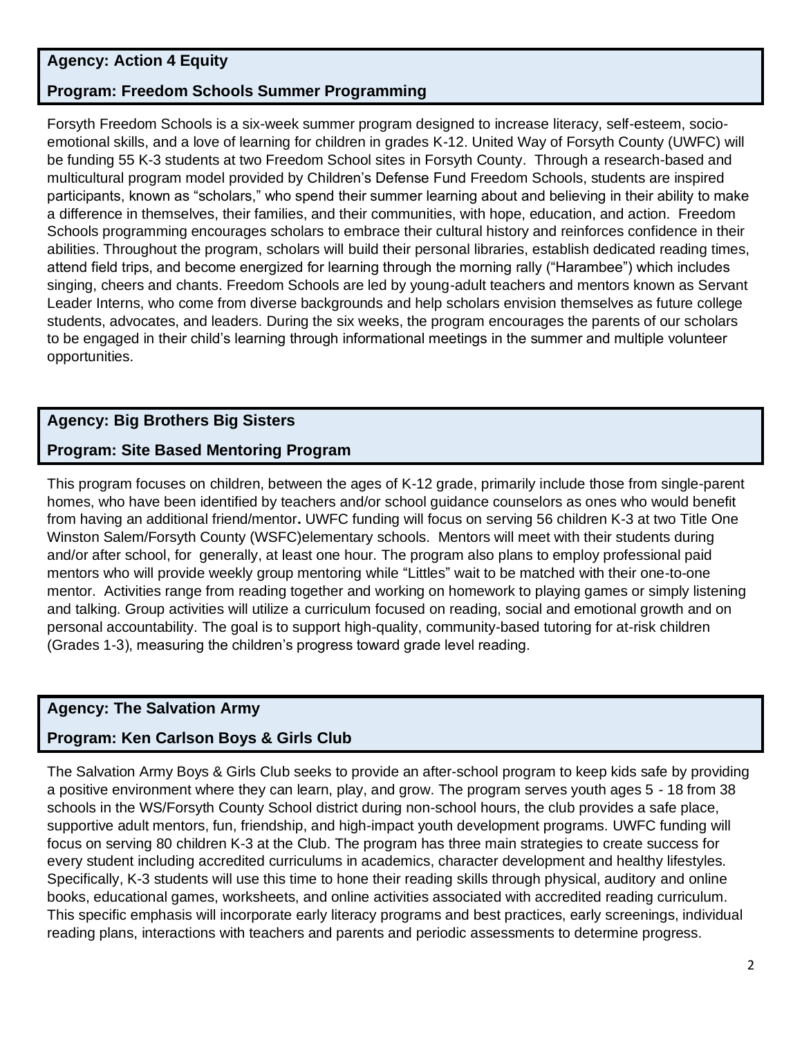**Agency: Action 4 Equity**

**Program: Freedom Schools Summer Programming**

Forsyth Freedom Schools is a six-week summer program designed to increase literacy, self-esteem, socio-emotional skills, and a love of learning for children in grades K-12. United Way of Forsyth County (UWFC) will be funding 55 K-3 students at two Freedom School sites in Forsyth County. Through a research-based and multicultural program model provided by Children's Defense Fund Freedom Schools, students are inspired participants, known as "scholars," who spend their summer learning about and believing in their ability to make a difference in themselves, their families, and their communities, with hope, education, and action. Freedom Schools programming encourages scholars to embrace their cultural history and reinforces confidence in their abilities. Throughout the program, scholars will build their personal libraries, establish dedicated reading times, attend field trips, and become energized for learning through the morning rally ("Harambee") which includes singing, cheers and chants. Freedom Schools are led by young-adult teachers and mentors known as Servant Leader Interns, who come from diverse backgrounds and help scholars envision themselves as future college students, advocates, and leaders. During the six weeks, the program encourages the parents of our scholars to be engaged in their child's learning through informational meetings in the summer and multiple volunteer opportunities.

**Agency: Big Brothers Big Sisters**

**Program: Site Based Mentoring Program**

This program focuses on children, between the ages of K-12 grade, primarily include those from single-parent homes, who have been identified by teachers and/or school guidance counselors as ones who would benefit from having an additional friend/mentor**.** UWFC funding will focus on serving 56 children K-3 at two Title One Winston Salem/Forsyth County (WSFC)elementary schools. Mentors will meet with their students during and/or after school, for generally, at least one hour. The program also plans to employ professional paid mentors who will provide weekly group mentoring while "Littles" wait to be matched with their one-to-one mentor. Activities range from reading together and working on homework to playing games or simply listening and talking. Group activities will utilize a curriculum focused on reading, social and emotional growth and on personal accountability. The goal is to support high-quality, community-based tutoring for at-risk children (Grades 1-3), measuring the children's progress toward grade level reading.

**Agency: The Salvation Army**

**Program: Ken Carlson Boys & Girls Club**

The Salvation Army Boys & Girls Club seeks to provide an after-school program to keep kids safe by providing a positive environment where they can learn, play, and grow. The program serves youth ages 5 - 18 from 38 schools in the WS/Forsyth County School district during non-school hours, the club provides a safe place, supportive adult mentors, fun, friendship, and high-impact youth development programs. UWFC funding will focus on serving 80 children K-3 at the Club. The program has three main strategies to create success for every student including accredited curriculums in academics, character development and healthy lifestyles. Specifically, K-3 students will use this time to hone their reading skills through physical, auditory and online books, educational games, worksheets, and online activities associated with accredited reading curriculum. This specific emphasis will incorporate early literacy programs and best practices, early screenings, individual reading plans, interactions with teachers and parents and periodic assessments to determine progress.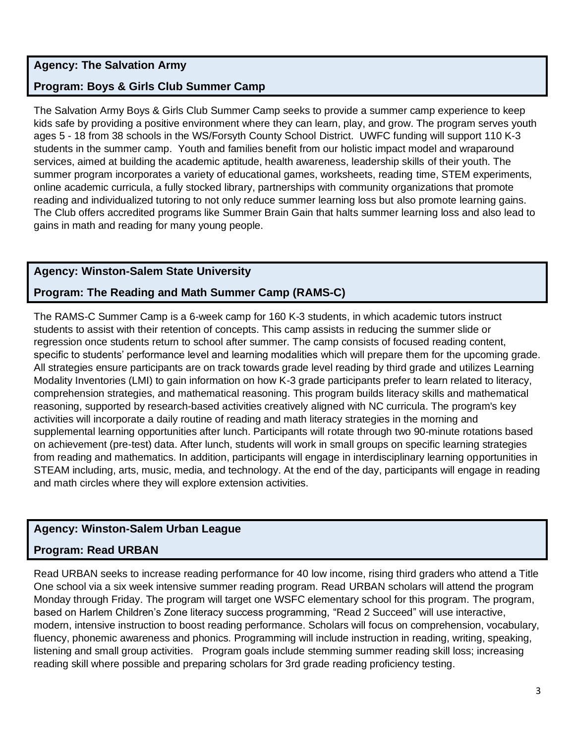**Agency: The Salvation Army**

**Program: Boys & Girls Club Summer Camp**

The Salvation Army Boys & Girls Club Summer Camp seeks to provide a summer camp experience to keep kids safe by providing a positive environment where they can learn, play, and grow. The program serves youth ages 5 - 18 from 38 schools in the WS/Forsyth County School District. UWFC funding will support 110 K-3 students in the summer camp. Youth and families benefit from our holistic impact model and wraparound services, aimed at building the academic aptitude, health awareness, leadership skills of their youth. The summer program incorporates a variety of educational games, worksheets, reading time, STEM experiments, online academic curricula, a fully stocked library, partnerships with community organizations that promote reading and individualized tutoring to not only reduce summer learning loss but also promote learning gains. The Club offers accredited programs like Summer Brain Gain that halts summer learning loss and also lead to gains in math and reading for many young people.

**Agency: Winston-Salem State University**

**Program: The Reading and Math Summer Camp (RAMS-C)**

The RAMS-C Summer Camp is a 6-week camp for 160 K-3 students, in which academic tutors instruct students to assist with their retention of concepts. This camp assists in reducing the summer slide or regression once students return to school after summer. The camp consists of focused reading content, specific to students' performance level and learning modalities which will prepare them for the upcoming grade. All strategies ensure participants are on track towards grade level reading by third grade and utilizes Learning Modality Inventories (LMI) to gain information on how K-3 grade participants prefer to learn related to literacy, comprehension strategies, and mathematical reasoning. This program builds literacy skills and mathematical reasoning, supported by research-based activities creatively aligned with NC curricula. The program's key activities will incorporate a daily routine of reading and math literacy strategies in the morning and supplemental learning opportunities after lunch. Participants will rotate through two 90-minute rotations based on achievement (pre-test) data. After lunch, students will work in small groups on specific learning strategies from reading and mathematics. In addition, participants will engage in interdisciplinary learning opportunities in STEAM including, arts, music, media, and technology. At the end of the day, participants will engage in reading and math circles where they will explore extension activities.

**Agency: Winston-Salem Urban League**

**Program: Read URBAN**

Read URBAN seeks to increase reading performance for 40 low income, rising third graders who attend a Title One school via a six week intensive summer reading program. Read URBAN scholars will attend the program Monday through Friday. The program will target one WSFC elementary school for this program. The program, based on Harlem Children's Zone literacy success programming, "Read 2 Succeed" will use interactive, modern, intensive instruction to boost reading performance. Scholars will focus on comprehension, vocabulary, fluency, phonemic awareness and phonics. Programming will include instruction in reading, writing, speaking, listening and small group activities. Program goals include stemming summer reading skill loss; increasing reading skill where possible and preparing scholars for 3rd grade reading proficiency testing.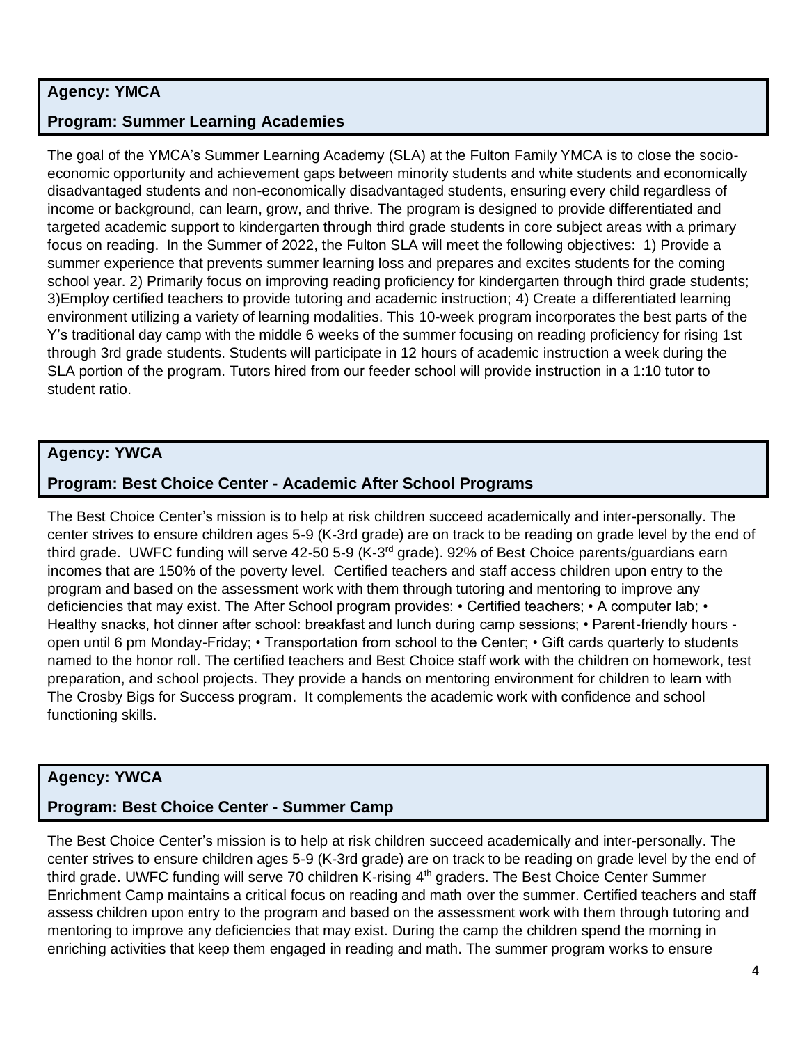**Agency: YMCA**

**Program: Summer Learning Academies**

The goal of the YMCA's Summer Learning Academy (SLA) at the Fulton Family YMCA is to close the socio-economic opportunity and achievement gaps between minority students and white students and economically disadvantaged students and non-economically disadvantaged students, ensuring every child regardless of income or background, can learn, grow, and thrive. The program is designed to provide differentiated and targeted academic support to kindergarten through third grade students in core subject areas with a primary focus on reading. In the Summer of 2022, the Fulton SLA will meet the following objectives: 1) Provide a summer experience that prevents summer learning loss and prepares and excites students for the coming school year. 2) Primarily focus on improving reading proficiency for kindergarten through third grade students; 3)Employ certified teachers to provide tutoring and academic instruction; 4) Create a differentiated learning environment utilizing a variety of learning modalities. This 10-week program incorporates the best parts of the Y's traditional day camp with the middle 6 weeks of the summer focusing on reading proficiency for rising 1st through 3rd grade students. Students will participate in 12 hours of academic instruction a week during the SLA portion of the program. Tutors hired from our feeder school will provide instruction in a 1:10 tutor to student ratio.

**Agency: YWCA**

**Program: Best Choice Center - Academic After School Programs**

The Best Choice Center's mission is to help at risk children succeed academically and inter-personally. The center strives to ensure children ages 5-9 (K-3rd grade) are on track to be reading on grade level by the end of third grade. UWFC funding will serve 42-50 5-9 (K-3rd grade). 92% of Best Choice parents/guardians earn incomes that are 150% of the poverty level. Certified teachers and staff access children upon entry to the program and based on the assessment work with them through tutoring and mentoring to improve any deficiencies that may exist. The After School program provides: • Certified teachers; • A computer lab; • Healthy snacks, hot dinner after school: breakfast and lunch during camp sessions; • Parent-friendly hours - open until 6 pm Monday-Friday; • Transportation from school to the Center; • Gift cards quarterly to students named to the honor roll. The certified teachers and Best Choice staff work with the children on homework, test preparation, and school projects. They provide a hands on mentoring environment for children to learn with The Crosby Bigs for Success program. It complements the academic work with confidence and school functioning skills.

**Agency: YWCA**

**Program: Best Choice Center - Summer Camp**

The Best Choice Center's mission is to help at risk children succeed academically and inter-personally. The center strives to ensure children ages 5-9 (K-3rd grade) are on track to be reading on grade level by the end of third grade. UWFC funding will serve 70 children K-rising 4th graders. The Best Choice Center Summer Enrichment Camp maintains a critical focus on reading and math over the summer. Certified teachers and staff assess children upon entry to the program and based on the assessment work with them through tutoring and mentoring to improve any deficiencies that may exist. During the camp the children spend the morning in enriching activities that keep them engaged in reading and math. The summer program works to ensure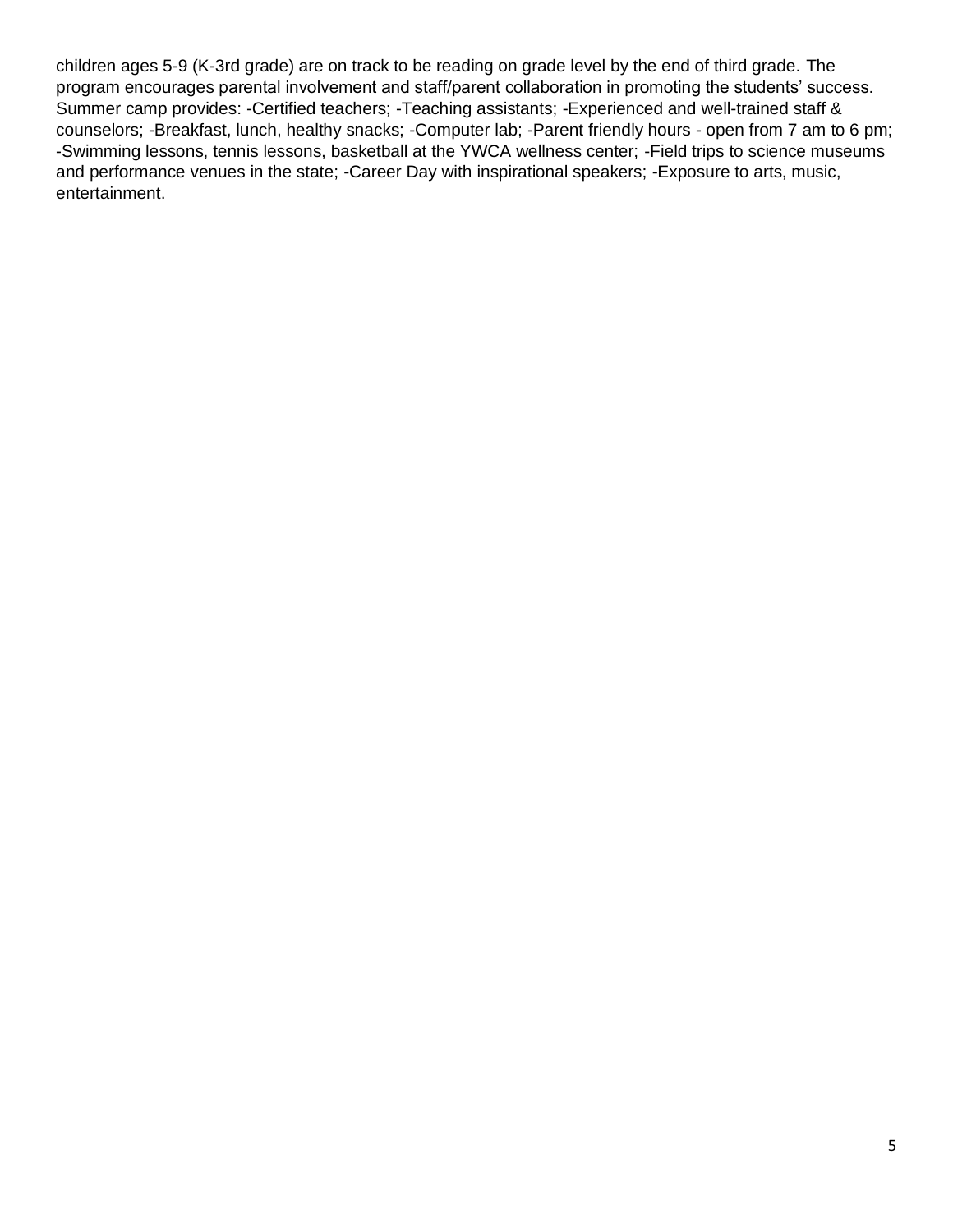children ages 5-9 (K-3rd grade) are on track to be reading on grade level by the end of third grade. The program encourages parental involvement and staff/parent collaboration in promoting the students' success. Summer camp provides: -Certified teachers; -Teaching assistants; -Experienced and well-trained staff & counselors; -Breakfast, lunch, healthy snacks; -Computer lab; -Parent friendly hours - open from 7 am to 6 pm; -Swimming lessons, tennis lessons, basketball at the YWCA wellness center; -Field trips to science museums and performance venues in the state; -Career Day with inspirational speakers; -Exposure to arts, music, entertainment.